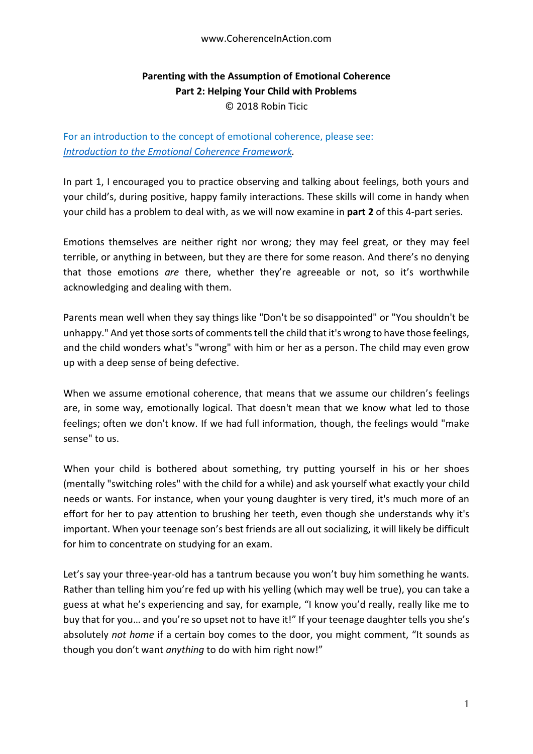www.CoherenceInAction.com

# Parenting with the Assumption of Emotional Coherence

## Part 2: Helping Your Child with Problems

© 2018 Robin Ticic

For an introduction to the concept of emotional coherence, please see: *Introduction to the Emotional Coherence Framework*.

In part 1, I encouraged you to practice observing and talking about feelings, both yours and your child's, during positive, happy family interactions. These skills will come in handy when your child has a problem to deal with, as we will now examine in **part 2** of this 4-part series.

Emotions themselves are neither right nor wrong; they may feel great, or they may feel terrible, or anything in between, but they are there for some reason. And there's no denying that those emotions *are* there, whether they're agreeable or not, so it's worthwhile acknowledging and dealing with them.

Parents mean well when they say things like "Don't be so disappointed" or "You shouldn't be unhappy." And yet those sorts of comments tell the child that it's wrong to have those feelings, and the child wonders what's "wrong" with him or her as a person. The child may even grow up with a deep sense of being defective.

When we assume emotional coherence, that means that we assume our children's feelings are, in some way, emotionally logical. That doesn't mean that we know what led to those feelings; often we don't know. If we had full information, though, the feelings would "make sense" to us.

When your child is bothered about something, try putting yourself in his or her shoes (mentally "switching roles" with the child for a while) and ask yourself what exactly your child needs or wants. For instance, when your young daughter is very tired, it's much more of an effort for her to pay attention to brushing her teeth, even though she understands why it's important. When your teenage son's best friends are all out socializing, it will likely be difficult for him to concentrate on studying for an exam.

Let's say your three-year-old has a tantrum because you won't buy him something he wants. Rather than telling him you're fed up with his yelling (which may well be true), you can take a guess at what he's experiencing and say, for example, "I know you'd really, really like me to buy that for you… and you're so upset not to have it!" If your teenage daughter tells you she's absolutely *not home* if a certain boy comes to the door, you might comment, "It sounds as though you don't want *anything* to do with him right now!"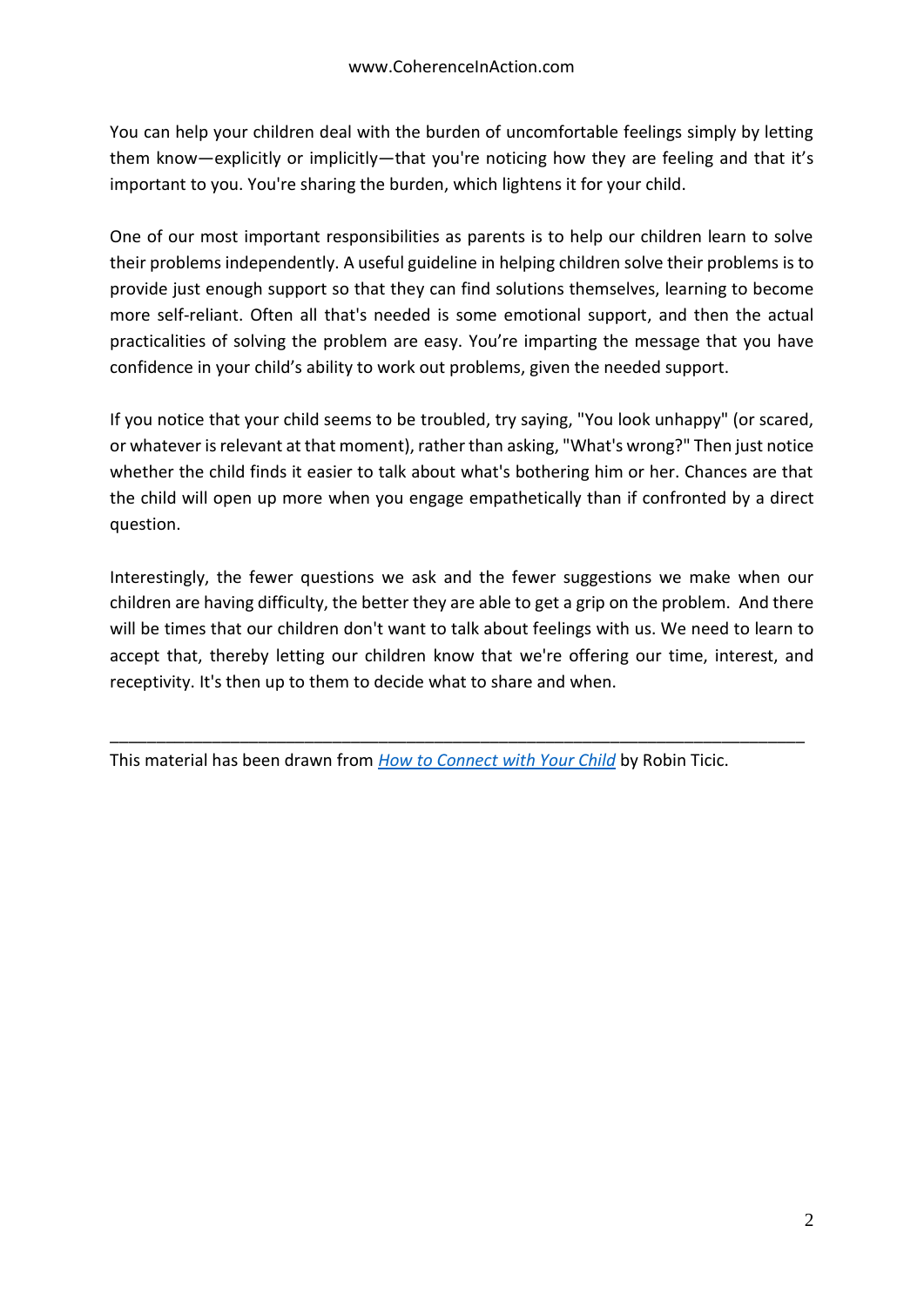You can help your children deal with the burden of uncomfortable feelings simply by letting them know—explicitly or implicitly—that you're noticing how they are feeling and that it's important to you. You're sharing the burden, which lightens it for your child.

One of our most important responsibilities as parents is to help our children learn to solve their problems independently. A useful guideline in helping children solve their problems is to provide just enough support so that they can find solutions themselves, learning to become more self-reliant. Often all that's needed is some emotional support, and then the actual practicalities of solving the problem are easy. You're imparting the message that you have confidence in your child's ability to work out problems, given the needed support.

If you notice that your child seems to be troubled, try saying, "You look unhappy" (or scared, or whatever is relevant at that moment), rather than asking, "What's wrong?" Then just notice whether the child finds it easier to talk about what's bothering him or her. Chances are that the child will open up more when you engage empathetically than if confronted by a direct question.

Interestingly, the fewer questions we ask and the fewer suggestions we make when our children are having difficulty, the better they are able to get a grip on the problem. And there will be times that our children don't want to talk about feelings with us. We need to learn to accept that, thereby letting our children know that we're offering our time, interest, and receptivity. It's then up to them to decide what to share and when.

---

This material has been drawn from *How to Connect with Your Child* by Robin Ticic.